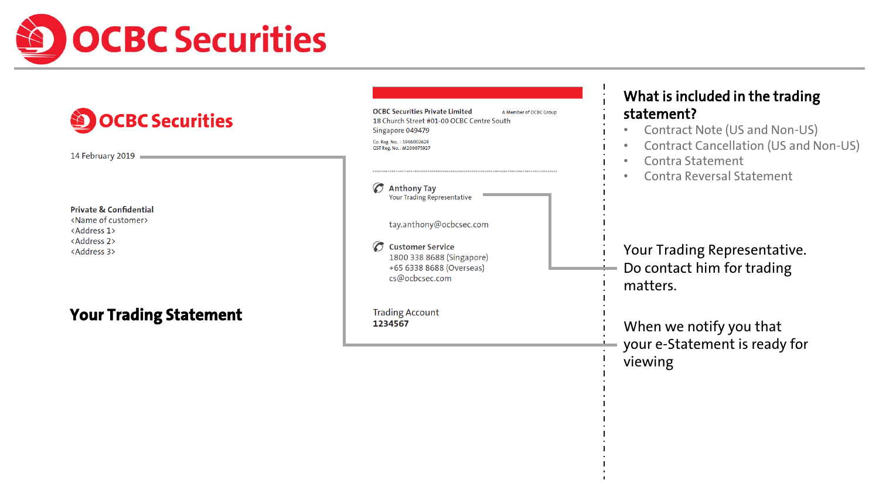# OCBC Securities

OCBC Securities

14 February 2019

**Private & Confidential**
<Name of customer>
<Address 1>
<Address 2>
<Address 3>

## Your Trading Statement

**OCBC Securities Private Limited** A Member of OCBC Group
18 Church Street #01-00 OCBC Centre South
Singapore 049479

Co. Reg. No. : 196600262R
GST Reg. No.: M200075927

**Anthony Tay**
Your Trading Representative

tay.anthony@ocbcsec.com

**Customer Service**
1800 338 8688 (Singapore)
+65 6338 8688 (Overseas)
cs@ocbcsec.com

Trading Account
**1234567**

### What is included in the trading statement?

- Contract Note (US and Non-US)
- Contract Cancellation (US and Non-US)
- Contra Statement
- Contra Reversal Statement

Your Trading Representative. Do contact him for trading matters.

When we notify you that your e-Statement is ready for viewing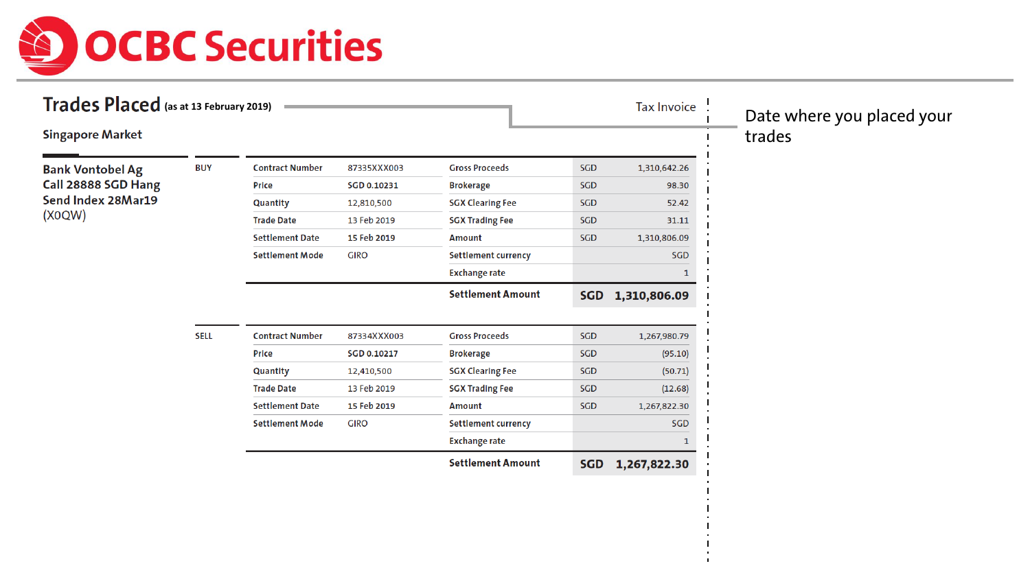# OCBC Securities

## Trades Placed (as at 13 February 2019)

Tax Invoice

Date where you placed your trades

### Singapore Market

**Bank Vontobel Ag Call 28888 SGD Hang Send Index 28Mar19** (X0QW)

**BUY**

| | | | | |
|---|---|---|---|---|
| Contract Number | 87335XXX003 | Gross Proceeds | SGD | 1,310,642.26 |
| Price | SGD 0.10231 | Brokerage | SGD | 98.30 |
| Quantity | 12,810,500 | SGX Clearing Fee | SGD | 52.42 |
| Trade Date | 13 Feb 2019 | SGX Trading Fee | SGD | 31.11 |
| Settlement Date | 15 Feb 2019 | Amount | SGD | 1,310,806.09 |
| Settlement Mode | GIRO | Settlement currency | | SGD |
| | | Exchange rate | | 1 |
| | | **Settlement Amount** | **SGD** | **1,310,806.09** |

**SELL**

| | | | | |
|---|---|---|---|---|
| Contract Number | 87334XXX003 | Gross Proceeds | SGD | 1,267,980.79 |
| Price | SGD 0.10217 | Brokerage | SGD | (95.10) |
| Quantity | 12,410,500 | SGX Clearing Fee | SGD | (50.71) |
| Trade Date | 13 Feb 2019 | SGX Trading Fee | SGD | (12.68) |
| Settlement Date | 15 Feb 2019 | Amount | SGD | 1,267,822.30 |
| Settlement Mode | GIRO | Settlement currency | | SGD |
| | | Exchange rate | | 1 |
| | | **Settlement Amount** | **SGD** | **1,267,822.30** |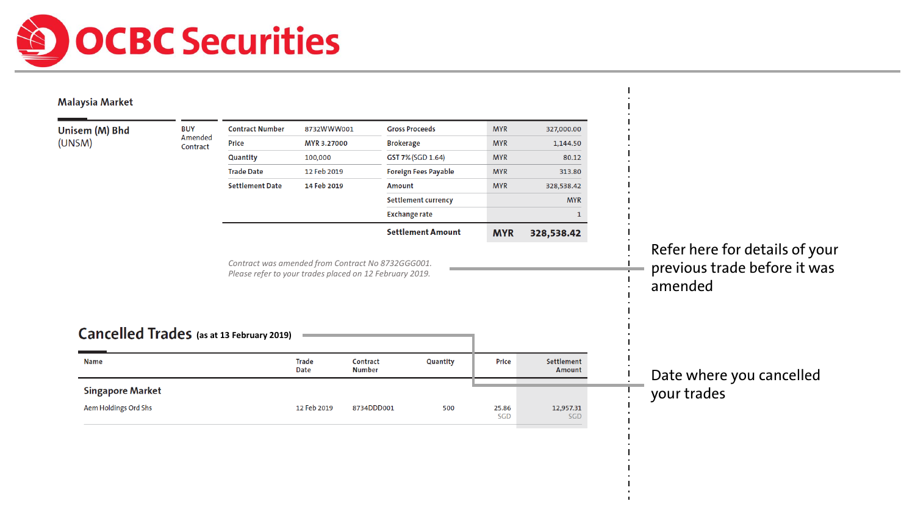# OCBC Securities

## Malaysia Market

**Unisem (M) Bhd**
(UNSM)

BUY
Amended
Contract

| Contract Number | 8732WWW001 | Gross Proceeds | MYR | 327,000.00 |
|---|---|---|---|---|
| Price | MYR 3.27000 | Brokerage | MYR | 1,144.50 |
| Quantity | 100,000 | GST 7% (SGD 1.64) | MYR | 80.12 |
| Trade Date | 12 Feb 2019 | Foreign Fees Payable | MYR | 313.80 |
| Settlement Date | 14 Feb 2019 | Amount | MYR | 328,538.42 |
| | | Settlement currency | | MYR |
| | | Exchange rate | | 1 |
| | | **Settlement Amount** | **MYR** | **328,538.42** |

*Contract was amended from Contract No 8732GGG001.*
*Please refer to your trades placed on 12 February 2019.*

Refer here for details of your previous trade before it was amended

## Cancelled Trades (as at 13 February 2019)

| Name | Trade Date | Contract Number | Quantity | Price | Settlement Amount |
|---|---|---|---|---|---|
| **Singapore Market** | | | | | |
| Aem Holdings Ord Shs | 12 Feb 2019 | 8734DDD001 | 500 | 25.86 SGD | 12,957.31 SGD |

Date where you cancelled your trades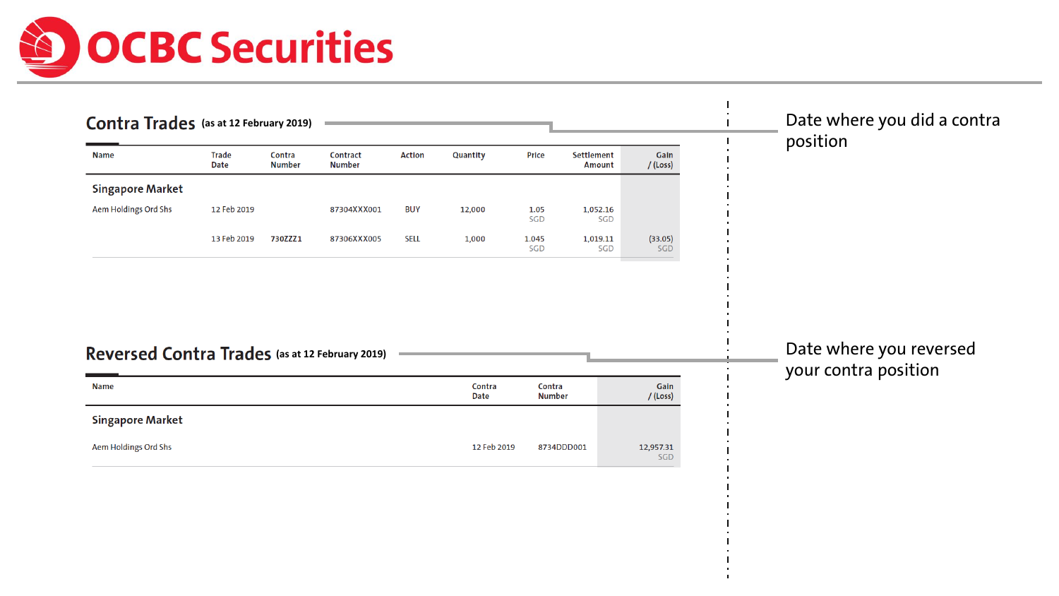# OCBC Securities

## Contra Trades (as at 12 February 2019)

| Name | Trade Date | Contra Number | Contract Number | Action | Quantity | Price | Settlement Amount | Gain / (Loss) |
|---|---|---|---|---|---|---|---|---|
| **Singapore Market** | | | | | | | | |
| Aem Holdings Ord Shs | 12 Feb 2019 | | 87304XXX001 | BUY | 12,000 | 1.05 SGD | 1,052.16 SGD | |
| | 13 Feb 2019 | 730ZZZ1 | 87306XXX005 | SELL | 1,000 | 1.045 SGD | 1,019.11 SGD | (33.05) SGD |

Date where you did a contra position

## Reversed Contra Trades (as at 12 February 2019)

| Name | Contra Date | Contra Number | Gain / (Loss) |
|---|---|---|---|
| **Singapore Market** | | | |
| Aem Holdings Ord Shs | 12 Feb 2019 | 8734DDD001 | 12,957.31 SGD |

Date where you reversed your contra position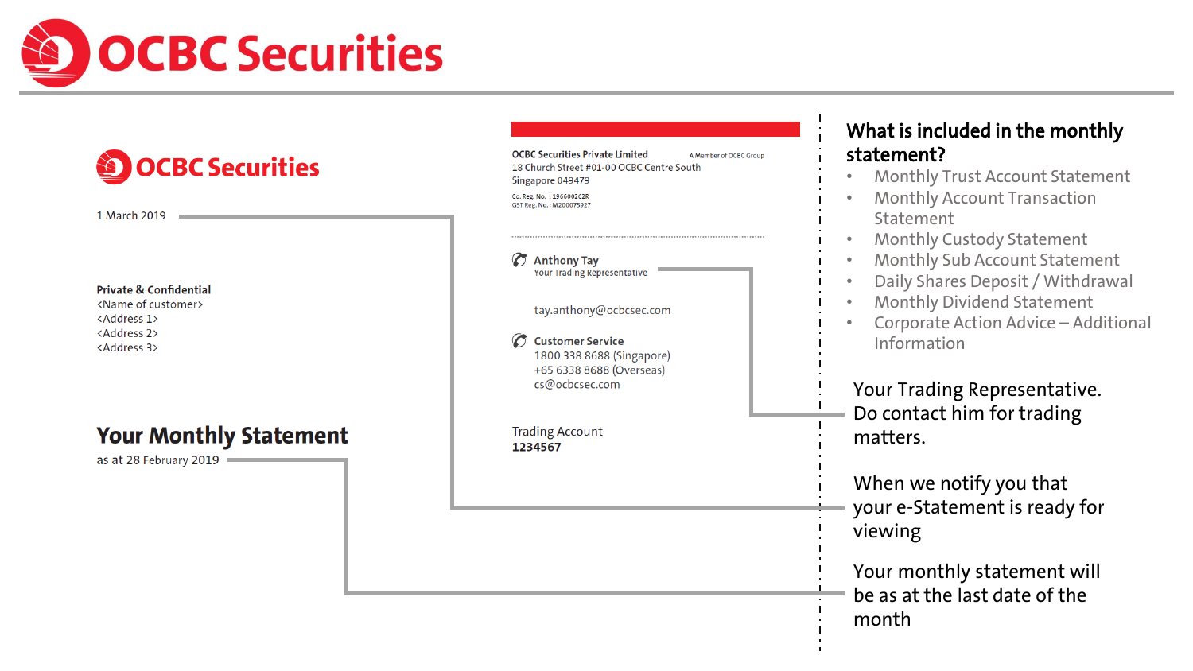# OCBC Securities

**OCBC Securities**

1 March 2019

**Private & Confidential**
<Name of customer>
<Address 1>
<Address 2>
<Address 3>

## Your Monthly Statement

as at 28 February 2019

**OCBC Securities Private Limited** A Member of OCBC Group
18 Church Street #01-00 OCBC Centre South
Singapore 049479
Co. Reg. No. : 196600262R
GST Reg. No.: M200075927

**Anthony Tay**
Your Trading Representative

tay.anthony@ocbcsec.com

**Customer Service**
1800 338 8688 (Singapore)
+65 6338 8688 (Overseas)
cs@ocbcsec.com

Trading Account
**1234567**

### What is included in the monthly statement?

- Monthly Trust Account Statement
- Monthly Account Transaction Statement
- Monthly Custody Statement
- Monthly Sub Account Statement
- Daily Shares Deposit / Withdrawal
- Monthly Dividend Statement
- Corporate Action Advice – Additional Information

Your Trading Representative. Do contact him for trading matters.

When we notify you that your e-Statement is ready for viewing

Your monthly statement will be as at the last date of the month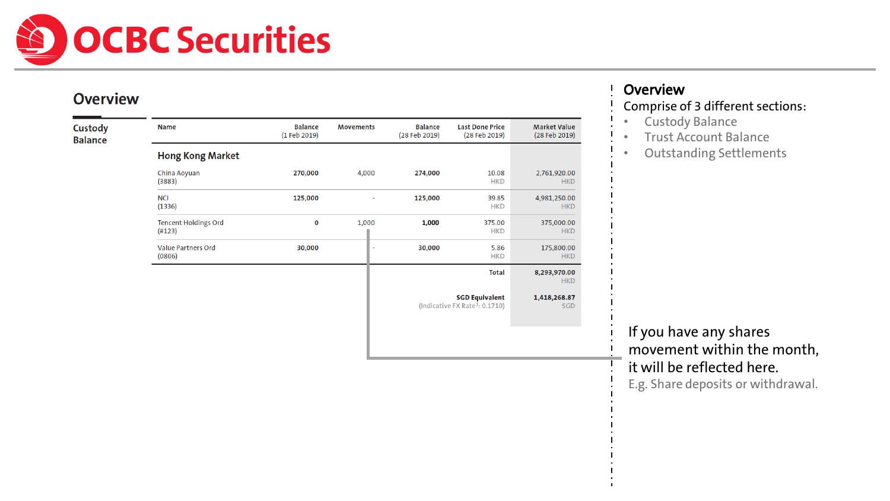# OCBC Securities

## Overview

### Custody Balance

| Name | Balance (1 Feb 2019) | Movements | Balance (28 Feb 2019) | Last Done Price (28 Feb 2019) | Market Value (28 Feb 2019) |
|---|---|---|---|---|---|
| **Hong Kong Market** | | | | | |
| China Aoyuan (3883) | **270,000** | 4,000 | **274,000** | 10.08 HKD | 2,761,920.00 HKD |
| NCI (1336) | **125,000** | - | **125,000** | 39.85 HKD | 4,981,250.00 HKD |
| Tencent Holdings Ord (#123) | **0** | 1,000 | **1,000** | 375.00 HKD | 375,000.00 HKD |
| Value Partners Ord (0806) | **30,000** | - | **30,000** | 5.86 HKD | 175,800.00 HKD |
| | | | | **Total** | **8,293,970.00** HKD |
| | | | | **SGD Equivalent** (Indicative FX Rate[1]: 0.1710) | **1,418,268.87** SGD |

## Overview

Comprise of 3 different sections:

- Custody Balance
- Trust Account Balance
- Outstanding Settlements

If you have any shares movement within the month, it will be reflected here.

E.g. Share deposits or withdrawal.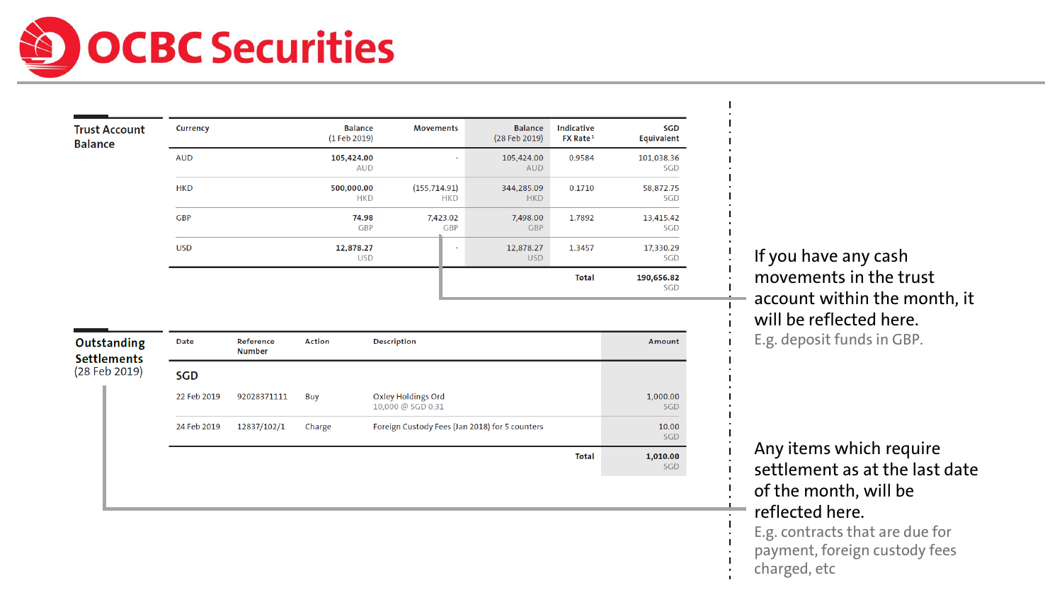# OCBC Securities

## Trust Account Balance

| Currency | Balance (1 Feb 2019) | Movements | Balance (28 Feb 2019) | Indicative FX Rate[1] | SGD Equivalent |
|---|---|---|---|---|---|
| AUD | 105,424.00 AUD | - | 105,424.00 AUD | 0.9584 | 101,038.36 SGD |
| HKD | 500,000.00 HKD | (155,714.91) HKD | 344,285.09 HKD | 0.1710 | 58,872.75 SGD |
| GBP | 74.98 GBP | 7,423.02 GBP | 7,498.00 GBP | 1.7892 | 13,415.42 SGD |
| USD | 12,878.27 USD | - | 12,878.27 USD | 1.3457 | 17,330.29 SGD |
| | | | | **Total** | **190,656.82** SGD |

If you have any cash movements in the trust account within the month, it will be reflected here.
E.g. deposit funds in GBP.

## Outstanding Settlements
(28 Feb 2019)

| Date | Reference Number | Action | Description | Amount |
|---|---|---|---|---|
| **SGD** | | | | |
| 22 Feb 2019 | 92028371111 | Buy | Oxley Holdings Ord<br>10,000 @ SGD 0.31 | 1,000.00 SGD |
| 24 Feb 2019 | 12837/102/1 | Charge | Foreign Custody Fees (Jan 2018) for 5 counters | 10.00 SGD |
| | | | **Total** | **1,010.00** SGD |

Any items which require settlement as at the last date of the month, will be reflected here.
E.g. contracts that are due for payment, foreign custody fees charged, etc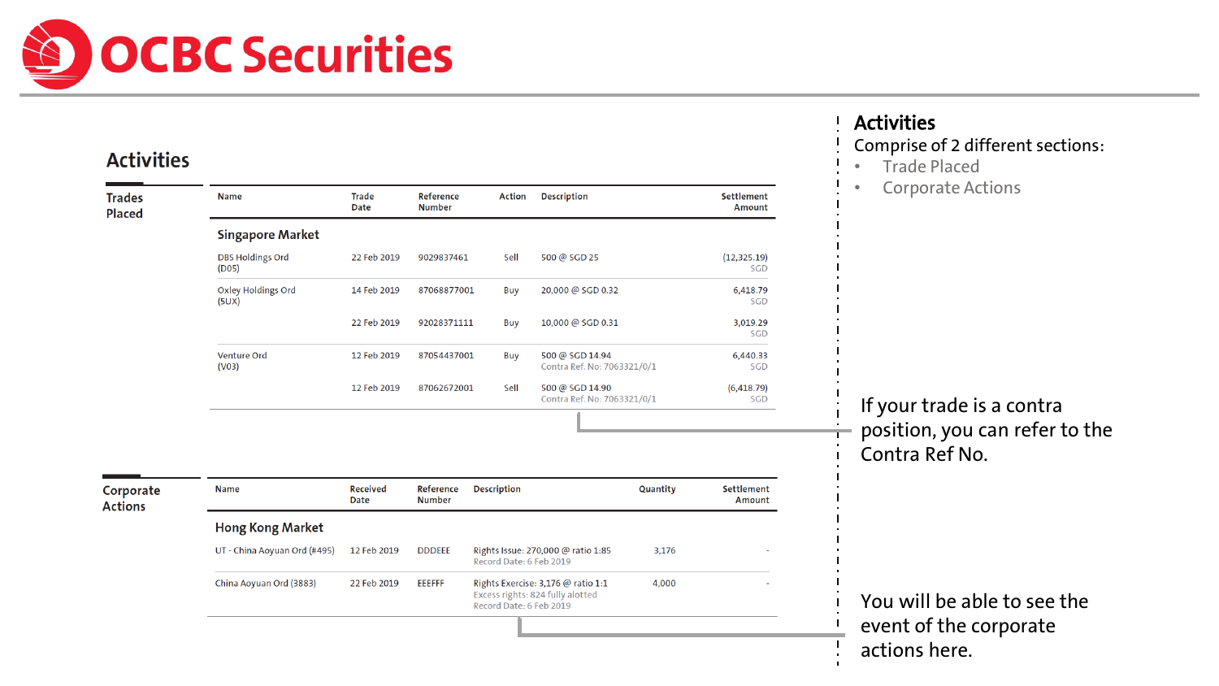# OCBC Securities

## Activities

### Trades Placed

| Name | Trade Date | Reference Number | Action | Description | Settlement Amount |
|---|---|---|---|---|---|
| **Singapore Market** | | | | | |
| DBS Holdings Ord (D05) | 22 Feb 2019 | 9029837461 | Sell | 500 @ SGD 25 | (12,325.19) SGD |
| Oxley Holdings Ord (5UX) | 14 Feb 2019 | 87068877001 | Buy | 20,000 @ SGD 0.32 | 6,418.79 SGD |
| | 22 Feb 2019 | 92028371111 | Buy | 10,000 @ SGD 0.31 | 3,019.29 SGD |
| Venture Ord (V03) | 12 Feb 2019 | 87054437001 | Buy | 500 @ SGD 14.94 Contra Ref. No: 7063321/0/1 | 6,440.33 SGD |
| | 12 Feb 2019 | 87062672001 | Sell | 500 @ SGD 14.90 Contra Ref. No: 7063321/0/1 | (6,418.79) SGD |

### Corporate Actions

| Name | Received Date | Reference Number | Description | Quantity | Settlement Amount |
|---|---|---|---|---|---|
| **Hong Kong Market** | | | | | |
| UT - China Aoyuan Ord (#495) | 12 Feb 2019 | DDDEEE | Rights Issue: 270,000 @ ratio 1:85 Record Date: 6 Feb 2019 | 3,176 | - |
| China Aoyuan Ord (3883) | 22 Feb 2019 | EEEFFF | Rights Exercise: 3,176 @ ratio 1:1 Excess rights: 824 fully alotted Record Date: 6 Feb 2019 | 4,000 | - |

## Activities

Comprise of 2 different sections:

- Trade Placed
- Corporate Actions

If your trade is a contra position, you can refer to the Contra Ref No.

You will be able to see the event of the corporate actions here.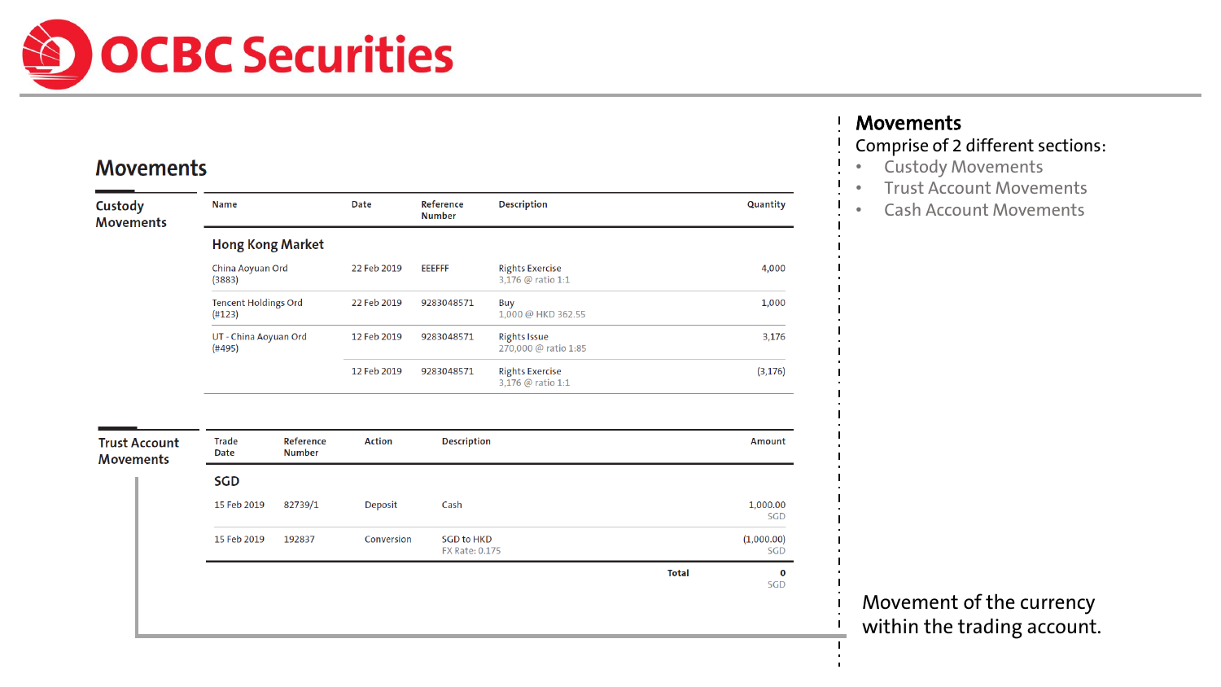# OCBC Securities

## Movements

### Custody Movements

| Name | Date | Reference Number | Description | Quantity |
|---|---|---|---|---|
| **Hong Kong Market** | | | | |
| China Aoyuan Ord (3883) | 22 Feb 2019 | EEEFFF | Rights Exercise<br>3,176 @ ratio 1:1 | 4,000 |
| Tencent Holdings Ord (#123) | 22 Feb 2019 | 9283048571 | Buy<br>1,000 @ HKD 362.55 | 1,000 |
| UT - China Aoyuan Ord (#495) | 12 Feb 2019 | 9283048571 | Rights Issue<br>270,000 @ ratio 1:85 | 3,176 |
| | 12 Feb 2019 | 9283048571 | Rights Exercise<br>3,176 @ ratio 1:1 | (3,176) |

### Trust Account Movements

| Trade Date | Reference Number | Action | Description | Amount |
|---|---|---|---|---|
| **SGD** | | | | |
| 15 Feb 2019 | 82739/1 | Deposit | Cash | 1,000.00<br>SGD |
| 15 Feb 2019 | 192837 | Conversion | SGD to HKD<br>FX Rate: 0.175 | (1,000.00)<br>SGD |
| | | | **Total** | **0**<br>SGD |

**Movements**

Comprise of 2 different sections:

- Custody Movements
- Trust Account Movements
- Cash Account Movements

Movement of the currency within the trading account.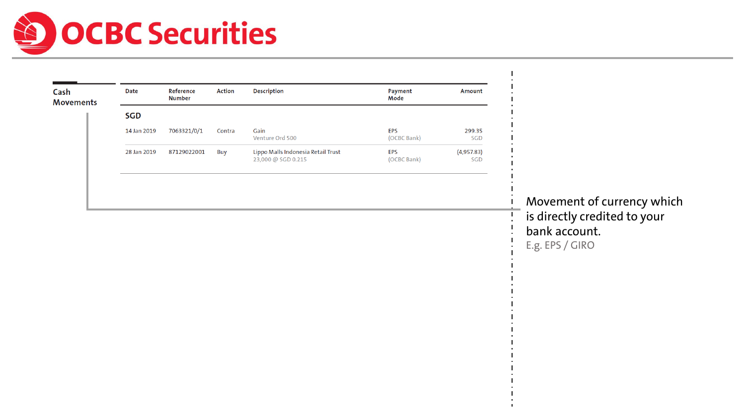## Cash Movements

| Date | Reference Number | Action | Description | Payment Mode | Amount |
|---|---|---|---|---|---|
| **SGD** | | | | | |
| 14 Jan 2019 | 7063321/0/1 | Contra | Gain<br>Venture Ord 500 | EPS<br>(OCBC Bank) | 299.35<br>SGD |
| 28 Jan 2019 | 87129022001 | Buy | Lippo Malls Indonesia Retail Trust<br>23,000 @ SGD 0.215 | EPS<br>(OCBC Bank) | (4,957.83)<br>SGD |

Movement of currency which is directly credited to your bank account.

E.g. EPS / GIRO